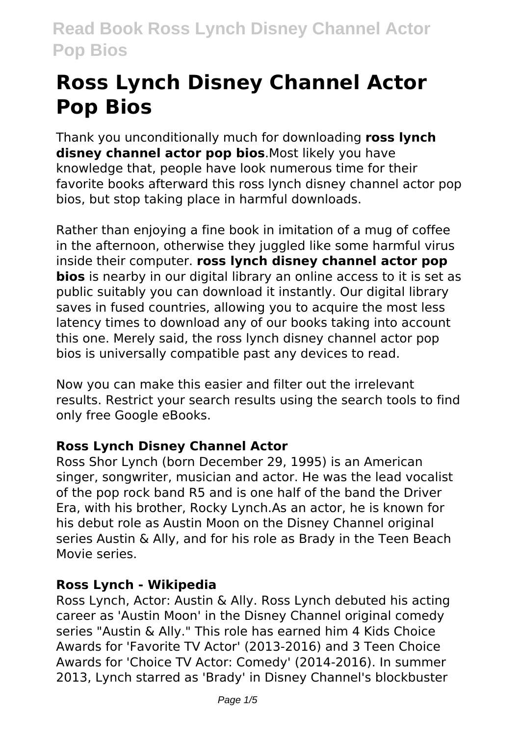# Ross Lynch Disney Channel Actor Pop Bios

Thank you unconditionally much for downloading **ross lynch disney channel actor pop bios**.Most likely you have knowledge that, people have look numerous time for their favorite books afterward this ross lynch disney channel actor pop bios, but stop taking place in harmful downloads.

Rather than enjoying a fine book in imitation of a mug of coffee in the afternoon, otherwise they juggled like some harmful virus inside their computer. **ross lynch disney channel actor pop bios** is nearby in our digital library an online access to it is set as public suitably you can download it instantly. Our digital library saves in fused countries, allowing you to acquire the most less latency times to download any of our books taking into account this one. Merely said, the ross lynch disney channel actor pop bios is universally compatible past any devices to read.

Now you can make this easier and filter out the irrelevant results. Restrict your search results using the search tools to find only free Google eBooks.

### Ross Lynch Disney Channel Actor

Ross Shor Lynch (born December 29, 1995) is an American singer, songwriter, musician and actor. He was the lead vocalist of the pop rock band R5 and is one half of the band the Driver Era, with his brother, Rocky Lynch.As an actor, he is known for his debut role as Austin Moon on the Disney Channel original series Austin & Ally, and for his role as Brady in the Teen Beach Movie series.

### Ross Lynch - Wikipedia

Ross Lynch, Actor: Austin & Ally. Ross Lynch debuted his acting career as 'Austin Moon' in the Disney Channel original comedy series "Austin & Ally." This role has earned him 4 Kids Choice Awards for 'Favorite TV Actor' (2013-2016) and 3 Teen Choice Awards for 'Choice TV Actor: Comedy' (2014-2016). In summer 2013, Lynch starred as 'Brady' in Disney Channel's blockbuster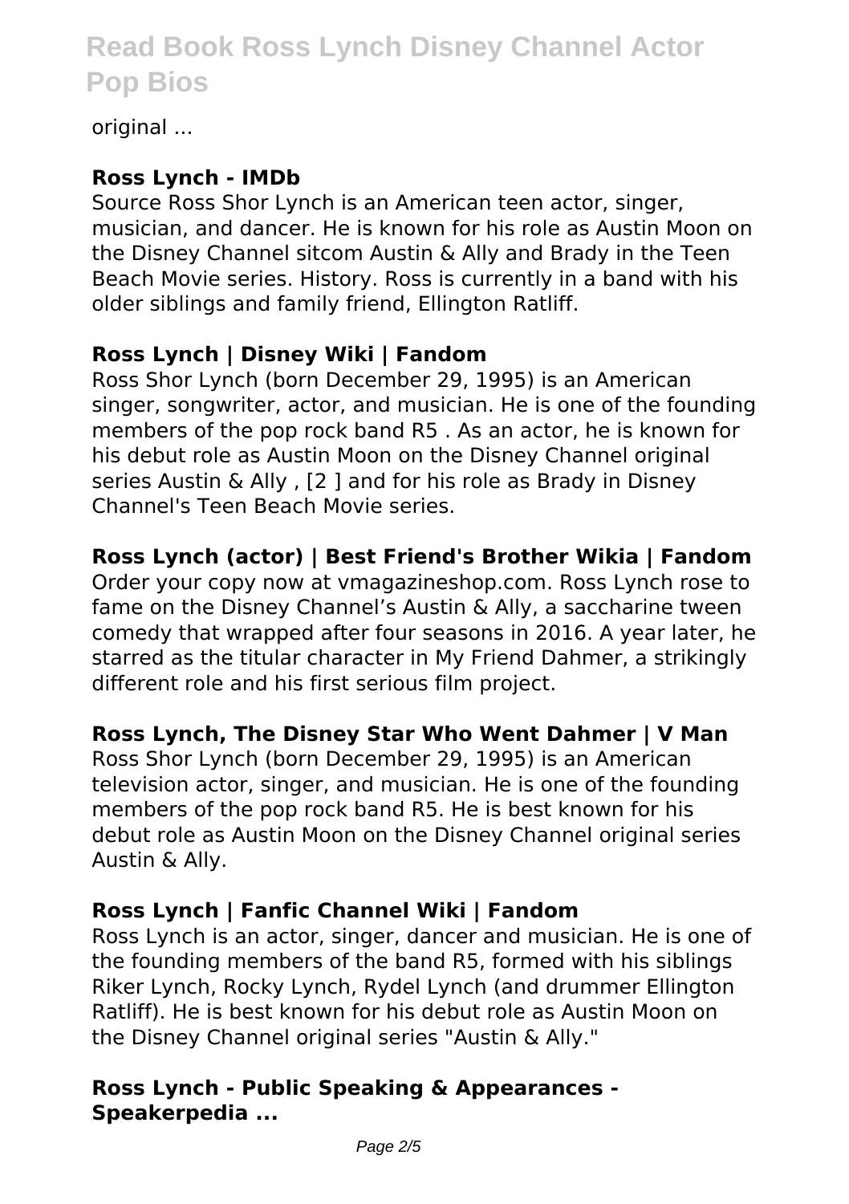original ...

### Ross Lynch - IMDb

Source Ross Shor Lynch is an American teen actor, singer, musician, and dancer. He is known for his role as Austin Moon on the Disney Channel sitcom Austin & Ally and Brady in the Teen Beach Movie series. History. Ross is currently in a band with his older siblings and family friend, Ellington Ratliff.

### Ross Lynch | Disney Wiki | Fandom

Ross Shor Lynch (born December 29, 1995) is an American singer, songwriter, actor, and musician. He is one of the founding members of the pop rock band R5 . As an actor, he is known for his debut role as Austin Moon on the Disney Channel original series Austin & Ally , [2 ] and for his role as Brady in Disney Channel's Teen Beach Movie series.

### Ross Lynch (actor) | Best Friend's Brother Wikia | Fandom

Order your copy now at vmagazineshop.com. Ross Lynch rose to fame on the Disney Channel's Austin & Ally, a saccharine tween comedy that wrapped after four seasons in 2016. A year later, he starred as the titular character in My Friend Dahmer, a strikingly different role and his first serious film project.

### Ross Lynch, The Disney Star Who Went Dahmer | V Man

Ross Shor Lynch (born December 29, 1995) is an American television actor, singer, and musician. He is one of the founding members of the pop rock band R5. He is best known for his debut role as Austin Moon on the Disney Channel original series Austin & Ally.

### Ross Lynch | Fanfic Channel Wiki | Fandom

Ross Lynch is an actor, singer, dancer and musician. He is one of the founding members of the band R5, formed with his siblings Riker Lynch, Rocky Lynch, Rydel Lynch (and drummer Ellington Ratliff). He is best known for his debut role as Austin Moon on the Disney Channel original series "Austin & Ally."

### Ross Lynch - Public Speaking & Appearances - Speakerpedia ...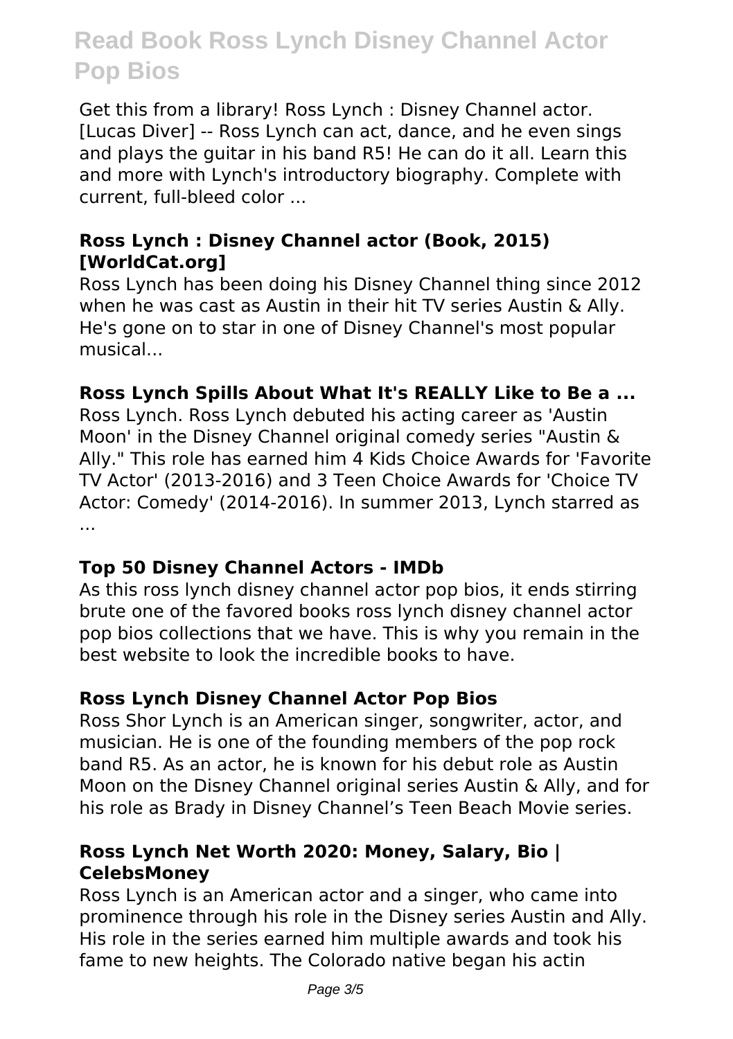Get this from a library! Ross Lynch : Disney Channel actor. [Lucas Diver] -- Ross Lynch can act, dance, and he even sings and plays the guitar in his band R5! He can do it all. Learn this and more with Lynch's introductory biography. Complete with current, full-bleed color ...

### Ross Lynch : Disney Channel actor (Book, 2015) [WorldCat.org]

Ross Lynch has been doing his Disney Channel thing since 2012 when he was cast as Austin in their hit TV series Austin & Ally. He's gone on to star in one of Disney Channel's most popular musical...

### Ross Lynch Spills About What It's REALLY Like to Be a ...

Ross Lynch. Ross Lynch debuted his acting career as 'Austin Moon' in the Disney Channel original comedy series "Austin & Ally." This role has earned him 4 Kids Choice Awards for 'Favorite TV Actor' (2013-2016) and 3 Teen Choice Awards for 'Choice TV Actor: Comedy' (2014-2016). In summer 2013, Lynch starred as ...

### Top 50 Disney Channel Actors - IMDb

As this ross lynch disney channel actor pop bios, it ends stirring brute one of the favored books ross lynch disney channel actor pop bios collections that we have. This is why you remain in the best website to look the incredible books to have.

### Ross Lynch Disney Channel Actor Pop Bios

Ross Shor Lynch is an American singer, songwriter, actor, and musician. He is one of the founding members of the pop rock band R5. As an actor, he is known for his debut role as Austin Moon on the Disney Channel original series Austin & Ally, and for his role as Brady in Disney Channel's Teen Beach Movie series.

### Ross Lynch Net Worth 2020: Money, Salary, Bio | CelebsMoney

Ross Lynch is an American actor and a singer, who came into prominence through his role in the Disney series Austin and Ally. His role in the series earned him multiple awards and took his fame to new heights. The Colorado native began his actin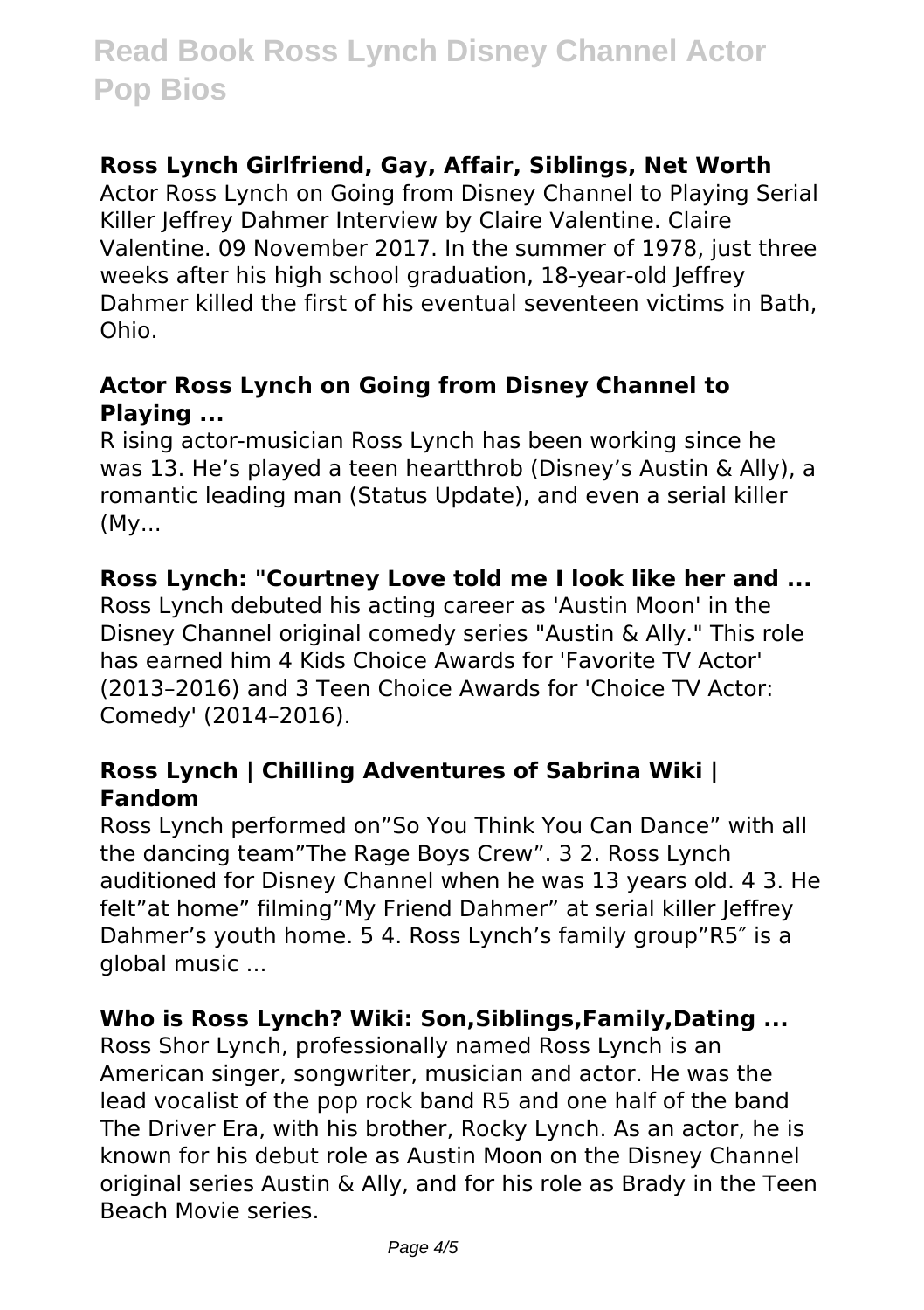### Ross Lynch Girlfriend, Gay, Affair, Siblings, Net Worth

Actor Ross Lynch on Going from Disney Channel to Playing Serial Killer Jeffrey Dahmer Interview by Claire Valentine. Claire Valentine. 09 November 2017. In the summer of 1978, just three weeks after his high school graduation, 18-year-old Jeffrey Dahmer killed the first of his eventual seventeen victims in Bath, Ohio.

### Actor Ross Lynch on Going from Disney Channel to Playing ...

R ising actor-musician Ross Lynch has been working since he was 13. He's played a teen heartthrob (Disney's Austin & Ally), a romantic leading man (Status Update), and even a serial killer (My...

### Ross Lynch: "Courtney Love told me I look like her and ...

Ross Lynch debuted his acting career as 'Austin Moon' in the Disney Channel original comedy series "Austin & Ally." This role has earned him 4 Kids Choice Awards for 'Favorite TV Actor' (2013–2016) and 3 Teen Choice Awards for 'Choice TV Actor: Comedy' (2014–2016).

### Ross Lynch | Chilling Adventures of Sabrina Wiki | Fandom

Ross Lynch performed on"So You Think You Can Dance" with all the dancing team"The Rage Boys Crew". 3 2. Ross Lynch auditioned for Disney Channel when he was 13 years old. 4 3. He felt"at home" filming"My Friend Dahmer" at serial killer Jeffrey Dahmer's youth home. 5 4. Ross Lynch's family group"R5″ is a global music ...

### Who is Ross Lynch? Wiki: Son,Siblings,Family,Dating ...

Ross Shor Lynch, professionally named Ross Lynch is an American singer, songwriter, musician and actor. He was the lead vocalist of the pop rock band R5 and one half of the band The Driver Era, with his brother, Rocky Lynch. As an actor, he is known for his debut role as Austin Moon on the Disney Channel original series Austin & Ally, and for his role as Brady in the Teen Beach Movie series.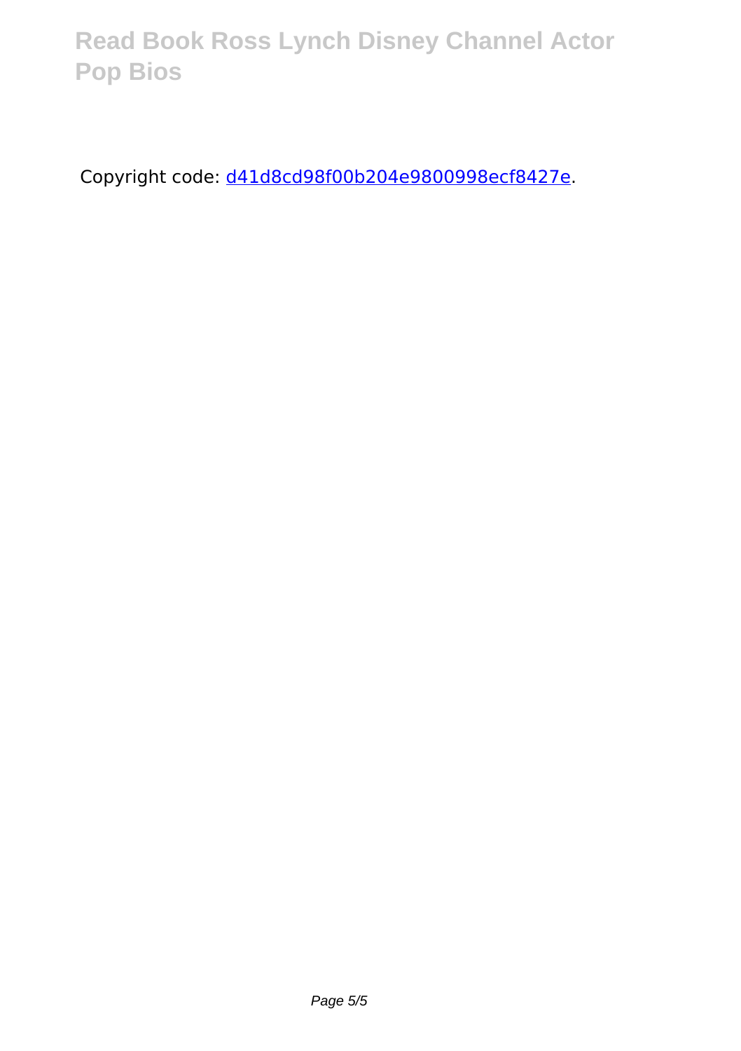Copyright code: [d41d8cd98f00b204e9800998ecf8427e](d41d8cd98f00b204e9800998ecf8427e).